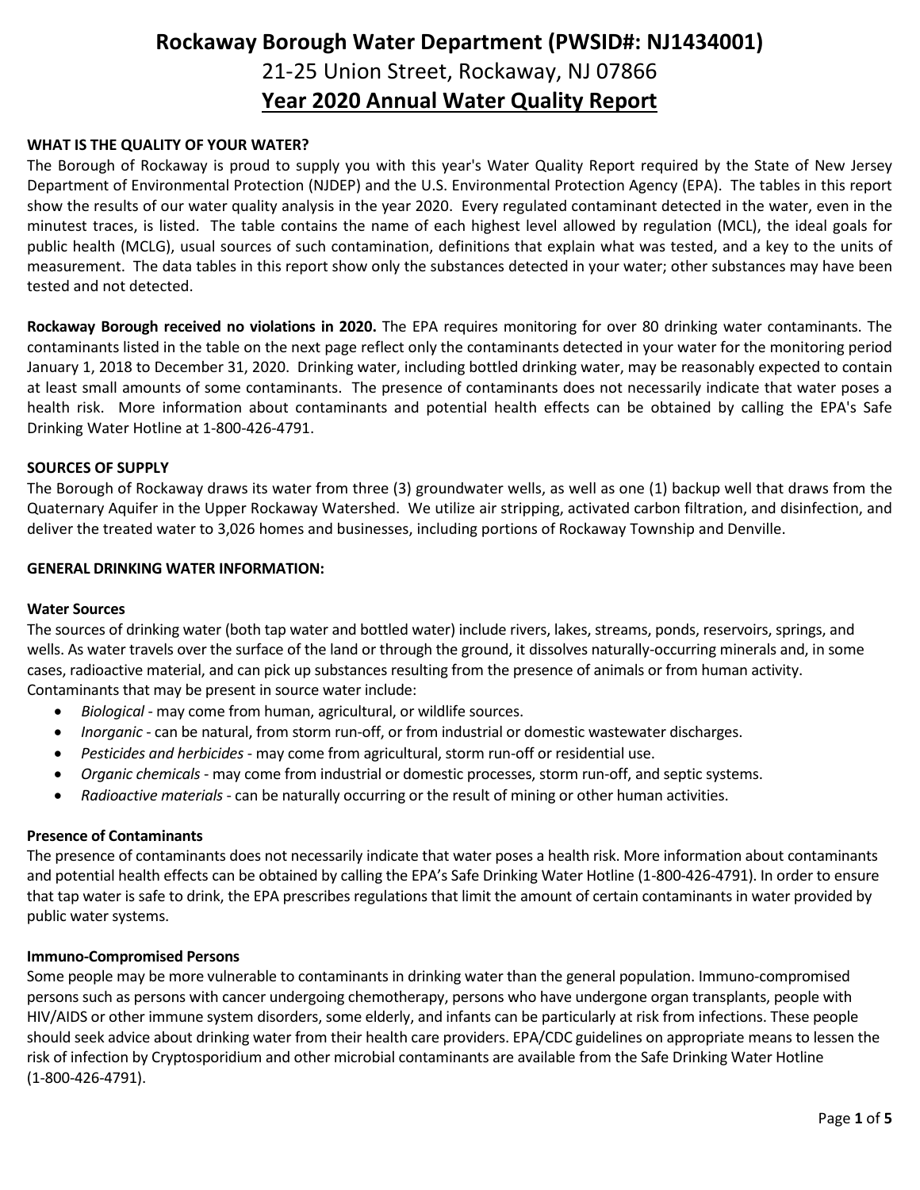# Rockaway Borough Water Department (PWSID#: NJ1434001)

## 21-25 Union Street, Rockaway, NJ 07866

## Year 2020 Annual Water Quality Report

**WHAT IS THE QUALITY OF YOUR WATER?**

The Borough of Rockaway is proud to supply you with this year's Water Quality Report required by the State of New Jersey Department of Environmental Protection (NJDEP) and the U.S. Environmental Protection Agency (EPA). The tables in this report show the results of our water quality analysis in the year 2020. Every regulated contaminant detected in the water, even in the minutest traces, is listed. The table contains the name of each highest level allowed by regulation (MCL), the ideal goals for public health (MCLG), usual sources of such contamination, definitions that explain what was tested, and a key to the units of measurement. The data tables in this report show only the substances detected in your water; other substances may have been tested and not detected.

**Rockaway Borough received no violations in 2020.** The EPA requires monitoring for over 80 drinking water contaminants. The contaminants listed in the table on the next page reflect only the contaminants detected in your water for the monitoring period January 1, 2018 to December 31, 2020. Drinking water, including bottled drinking water, may be reasonably expected to contain at least small amounts of some contaminants. The presence of contaminants does not necessarily indicate that water poses a health risk. More information about contaminants and potential health effects can be obtained by calling the EPA's Safe Drinking Water Hotline at 1-800-426-4791.

**SOURCES OF SUPPLY**

The Borough of Rockaway draws its water from three (3) groundwater wells, as well as one (1) backup well that draws from the Quaternary Aquifer in the Upper Rockaway Watershed. We utilize air stripping, activated carbon filtration, and disinfection, and deliver the treated water to 3,026 homes and businesses, including portions of Rockaway Township and Denville.

**GENERAL DRINKING WATER INFORMATION:**

**Water Sources**

The sources of drinking water (both tap water and bottled water) include rivers, lakes, streams, ponds, reservoirs, springs, and wells. As water travels over the surface of the land or through the ground, it dissolves naturally-occurring minerals and, in some cases, radioactive material, and can pick up substances resulting from the presence of animals or from human activity. Contaminants that may be present in source water include:

- *Biological* - may come from human, agricultural, or wildlife sources.
- *Inorganic* - can be natural, from storm run-off, or from industrial or domestic wastewater discharges.
- *Pesticides and herbicides* - may come from agricultural, storm run-off or residential use.
- *Organic chemicals* - may come from industrial or domestic processes, storm run-off, and septic systems.
- *Radioactive materials* - can be naturally occurring or the result of mining or other human activities.

**Presence of Contaminants**

The presence of contaminants does not necessarily indicate that water poses a health risk. More information about contaminants and potential health effects can be obtained by calling the EPA's Safe Drinking Water Hotline (1-800-426-4791). In order to ensure that tap water is safe to drink, the EPA prescribes regulations that limit the amount of certain contaminants in water provided by public water systems.

**Immuno-Compromised Persons**

Some people may be more vulnerable to contaminants in drinking water than the general population. Immuno-compromised persons such as persons with cancer undergoing chemotherapy, persons who have undergone organ transplants, people with HIV/AIDS or other immune system disorders, some elderly, and infants can be particularly at risk from infections. These people should seek advice about drinking water from their health care providers. EPA/CDC guidelines on appropriate means to lessen the risk of infection by Cryptosporidium and other microbial contaminants are available from the Safe Drinking Water Hotline (1-800-426-4791).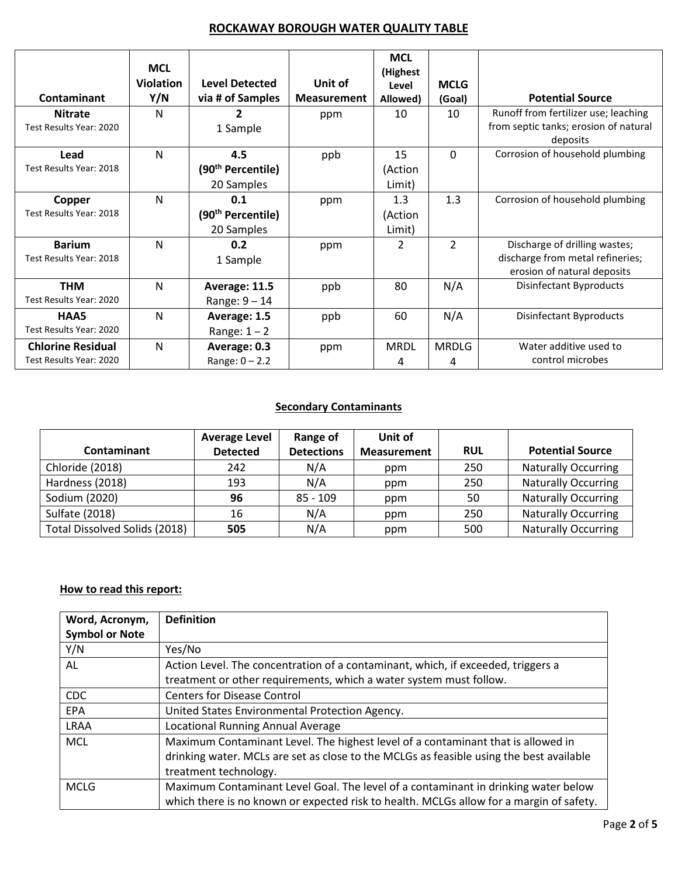## ROCKAWAY BOROUGH WATER QUALITY TABLE

| Contaminant | MCL Violation Y/N | Level Detected via # of Samples | Unit of Measurement | MCL (Highest Level Allowed) | MCLG (Goal) | Potential Source |
|---|---|---|---|---|---|---|
| **Nitrate** Test Results Year: 2020 | N | **2** 1 Sample | ppm | 10 | 10 | Runoff from fertilizer use; leaching from septic tanks; erosion of natural deposits |
| **Lead** Test Results Year: 2018 | N | **4.5 (90th Percentile)** 20 Samples | ppb | 15 (Action Limit) | 0 | Corrosion of household plumbing |
| **Copper** Test Results Year: 2018 | N | **0.1 (90th Percentile)** 20 Samples | ppm | 1.3 (Action Limit) | 1.3 | Corrosion of household plumbing |
| **Barium** Test Results Year: 2018 | N | **0.2** 1 Sample | ppm | 2 | 2 | Discharge of drilling wastes; discharge from metal refineries; erosion of natural deposits |
| **THM** Test Results Year: 2020 | N | **Average: 11.5** Range: 9 – 14 | ppb | 80 | N/A | Disinfectant Byproducts |
| **HAA5** Test Results Year: 2020 | N | **Average: 1.5** Range: 1 – 2 | ppb | 60 | N/A | Disinfectant Byproducts |
| **Chlorine Residual** Test Results Year: 2020 | N | **Average: 0.3** Range: 0 – 2.2 | ppm | MRDL 4 | MRDLG 4 | Water additive used to control microbes |

### Secondary Contaminants

| Contaminant | Average Level Detected | Range of Detections | Unit of Measurement | RUL | Potential Source |
|---|---|---|---|---|---|
| Chloride (2018) | 242 | N/A | ppm | 250 | Naturally Occurring |
| Hardness (2018) | 193 | N/A | ppm | 250 | Naturally Occurring |
| Sodium (2020) | **96** | 85 - 109 | ppm | 50 | Naturally Occurring |
| Sulfate (2018) | 16 | N/A | ppm | 250 | Naturally Occurring |
| Total Dissolved Solids (2018) | **505** | N/A | ppm | 500 | Naturally Occurring |

### How to read this report:

| Word, Acronym, Symbol or Note | Definition |
|---|---|
| Y/N | Yes/No |
| AL | Action Level. The concentration of a contaminant, which, if exceeded, triggers a treatment or other requirements, which a water system must follow. |
| CDC | Centers for Disease Control |
| EPA | United States Environmental Protection Agency. |
| LRAA | Locational Running Annual Average |
| MCL | Maximum Contaminant Level. The highest level of a contaminant that is allowed in drinking water. MCLs are set as close to the MCLGs as feasible using the best available treatment technology. |
| MCLG | Maximum Contaminant Level Goal. The level of a contaminant in drinking water below which there is no known or expected risk to health. MCLGs allow for a margin of safety. |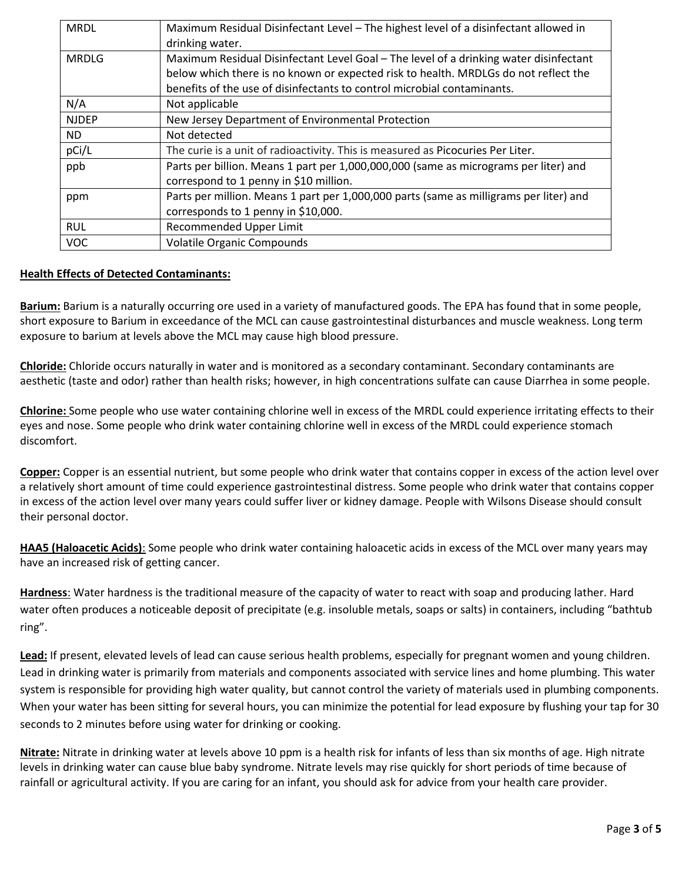| | |
|---|---|
| MRDL | Maximum Residual Disinfectant Level – The highest level of a disinfectant allowed in drinking water. |
| MRDLG | Maximum Residual Disinfectant Level Goal – The level of a drinking water disinfectant below which there is no known or expected risk to health. MRDLGs do not reflect the benefits of the use of disinfectants to control microbial contaminants. |
| N/A | Not applicable |
| NJDEP | New Jersey Department of Environmental Protection |
| ND | Not detected |
| pCi/L | The curie is a unit of radioactivity. This is measured as Picocuries Per Liter. |
| ppb | Parts per billion. Means 1 part per 1,000,000,000 (same as micrograms per liter) and correspond to 1 penny in $10 million. |
| ppm | Parts per million. Means 1 part per 1,000,000 parts (same as milligrams per liter) and corresponds to 1 penny in $10,000. |
| RUL | Recommended Upper Limit |
| VOC | Volatile Organic Compounds |

**Health Effects of Detected Contaminants:**

**Barium:** Barium is a naturally occurring ore used in a variety of manufactured goods. The EPA has found that in some people, short exposure to Barium in exceedance of the MCL can cause gastrointestinal disturbances and muscle weakness. Long term exposure to barium at levels above the MCL may cause high blood pressure.

**Chloride:** Chloride occurs naturally in water and is monitored as a secondary contaminant. Secondary contaminants are aesthetic (taste and odor) rather than health risks; however, in high concentrations sulfate can cause Diarrhea in some people.

**Chlorine:** Some people who use water containing chlorine well in excess of the MRDL could experience irritating effects to their eyes and nose. Some people who drink water containing chlorine well in excess of the MRDL could experience stomach discomfort.

**Copper:** Copper is an essential nutrient, but some people who drink water that contains copper in excess of the action level over a relatively short amount of time could experience gastrointestinal distress. Some people who drink water that contains copper in excess of the action level over many years could suffer liver or kidney damage. People with Wilsons Disease should consult their personal doctor.

**HAA5 (Haloacetic Acids)**: Some people who drink water containing haloacetic acids in excess of the MCL over many years may have an increased risk of getting cancer.

**Hardness**: Water hardness is the traditional measure of the capacity of water to react with soap and producing lather. Hard water often produces a noticeable deposit of precipitate (e.g. insoluble metals, soaps or salts) in containers, including "bathtub ring".

**Lead:** If present, elevated levels of lead can cause serious health problems, especially for pregnant women and young children. Lead in drinking water is primarily from materials and components associated with service lines and home plumbing. This water system is responsible for providing high water quality, but cannot control the variety of materials used in plumbing components. When your water has been sitting for several hours, you can minimize the potential for lead exposure by flushing your tap for 30 seconds to 2 minutes before using water for drinking or cooking.

**Nitrate:** Nitrate in drinking water at levels above 10 ppm is a health risk for infants of less than six months of age. High nitrate levels in drinking water can cause blue baby syndrome. Nitrate levels may rise quickly for short periods of time because of rainfall or agricultural activity. If you are caring for an infant, you should ask for advice from your health care provider.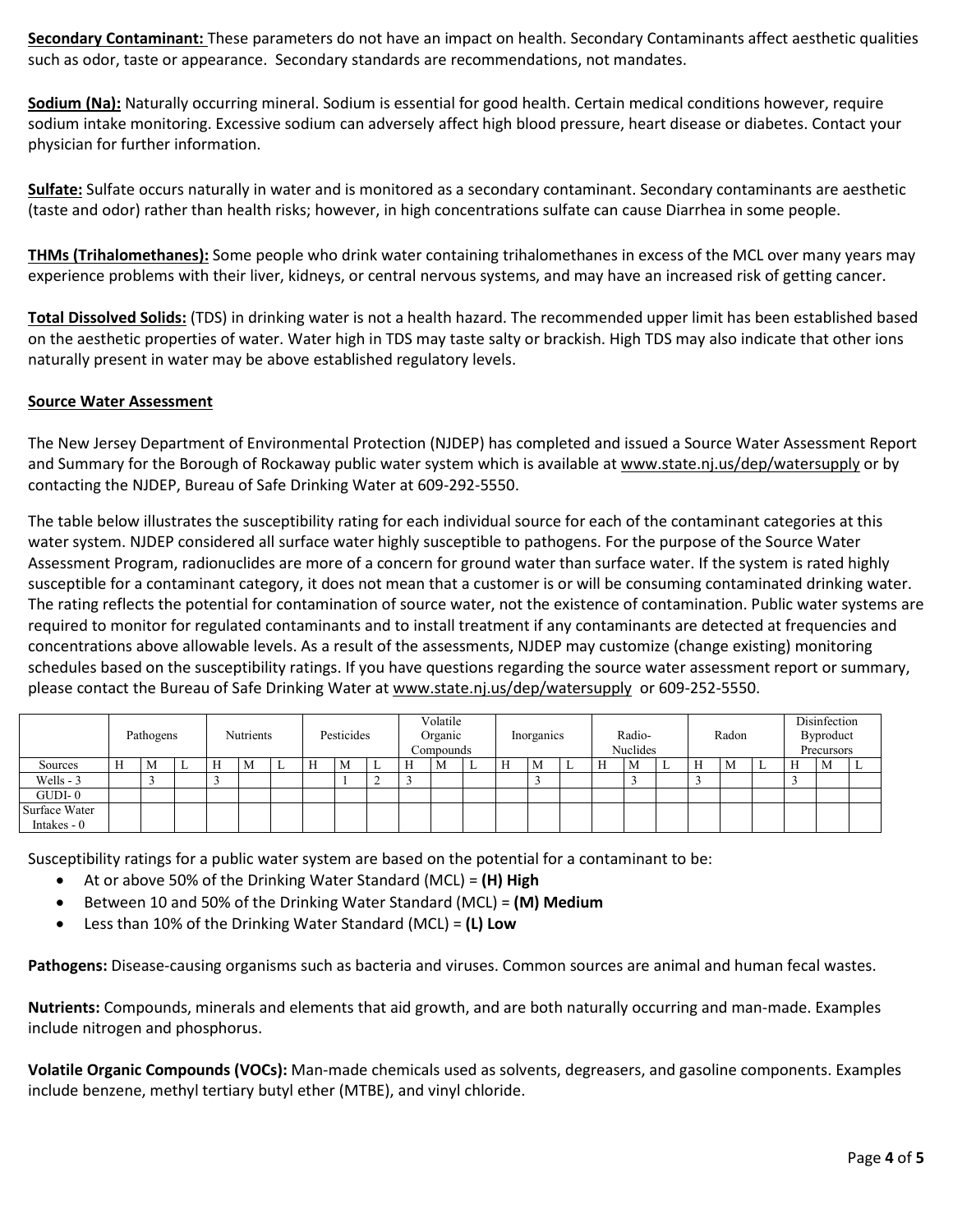**Secondary Contaminant:** These parameters do not have an impact on health. Secondary Contaminants affect aesthetic qualities such as odor, taste or appearance. Secondary standards are recommendations, not mandates.

**Sodium (Na):** Naturally occurring mineral. Sodium is essential for good health. Certain medical conditions however, require sodium intake monitoring. Excessive sodium can adversely affect high blood pressure, heart disease or diabetes. Contact your physician for further information.

**Sulfate:** Sulfate occurs naturally in water and is monitored as a secondary contaminant. Secondary contaminants are aesthetic (taste and odor) rather than health risks; however, in high concentrations sulfate can cause Diarrhea in some people.

**THMs (Trihalomethanes):** Some people who drink water containing trihalomethanes in excess of the MCL over many years may experience problems with their liver, kidneys, or central nervous systems, and may have an increased risk of getting cancer.

**Total Dissolved Solids:** (TDS) in drinking water is not a health hazard. The recommended upper limit has been established based on the aesthetic properties of water. Water high in TDS may taste salty or brackish. High TDS may also indicate that other ions naturally present in water may be above established regulatory levels.

**Source Water Assessment**

The New Jersey Department of Environmental Protection (NJDEP) has completed and issued a Source Water Assessment Report and Summary for the Borough of Rockaway public water system which is available at www.state.nj.us/dep/watersupply or by contacting the NJDEP, Bureau of Safe Drinking Water at 609-292-5550.

The table below illustrates the susceptibility rating for each individual source for each of the contaminant categories at this water system. NJDEP considered all surface water highly susceptible to pathogens. For the purpose of the Source Water Assessment Program, radionuclides are more of a concern for ground water than surface water. If the system is rated highly susceptible for a contaminant category, it does not mean that a customer is or will be consuming contaminated drinking water. The rating reflects the potential for contamination of source water, not the existence of contamination. Public water systems are required to monitor for regulated contaminants and to install treatment if any contaminants are detected at frequencies and concentrations above allowable levels. As a result of the assessments, NJDEP may customize (change existing) monitoring schedules based on the susceptibility ratings. If you have questions regarding the source water assessment report or summary, please contact the Bureau of Safe Drinking Water at www.state.nj.us/dep/watersupply or 609-252-5550.

| | Pathogens | | | Nutrients | | | Pesticides | | | Volatile Organic Compounds | | | Inorganics | | | Radio-Nuclides | | | Radon | | | Disinfection Byproduct Precursors | | |
|---|---|---|---|---|---|---|---|---|---|---|---|---|---|---|---|---|---|---|---|---|---|---|---|---|
| Sources | H | M | L | H | M | L | H | M | L | H | M | L | H | M | L | H | M | L | H | M | L | H | M | L |
| Wells - 3 | | 3 | | 3 | | | | 1 | 2 | 3 | | | | 3 | | | 3 | | 3 | | | 3 | | |
| GUDI- 0 | | | | | | | | | | | | | | | | | | | | | | | | |
| Surface Water Intakes - 0 | | | | | | | | | | | | | | | | | | | | | | | | |

Susceptibility ratings for a public water system are based on the potential for a contaminant to be:

- At or above 50% of the Drinking Water Standard (MCL) = **(H) High**
- Between 10 and 50% of the Drinking Water Standard (MCL) = **(M) Medium**
- Less than 10% of the Drinking Water Standard (MCL) = **(L) Low**

**Pathogens:** Disease-causing organisms such as bacteria and viruses. Common sources are animal and human fecal wastes.

**Nutrients:** Compounds, minerals and elements that aid growth, and are both naturally occurring and man-made. Examples include nitrogen and phosphorus.

**Volatile Organic Compounds (VOCs):** Man-made chemicals used as solvents, degreasers, and gasoline components. Examples include benzene, methyl tertiary butyl ether (MTBE), and vinyl chloride.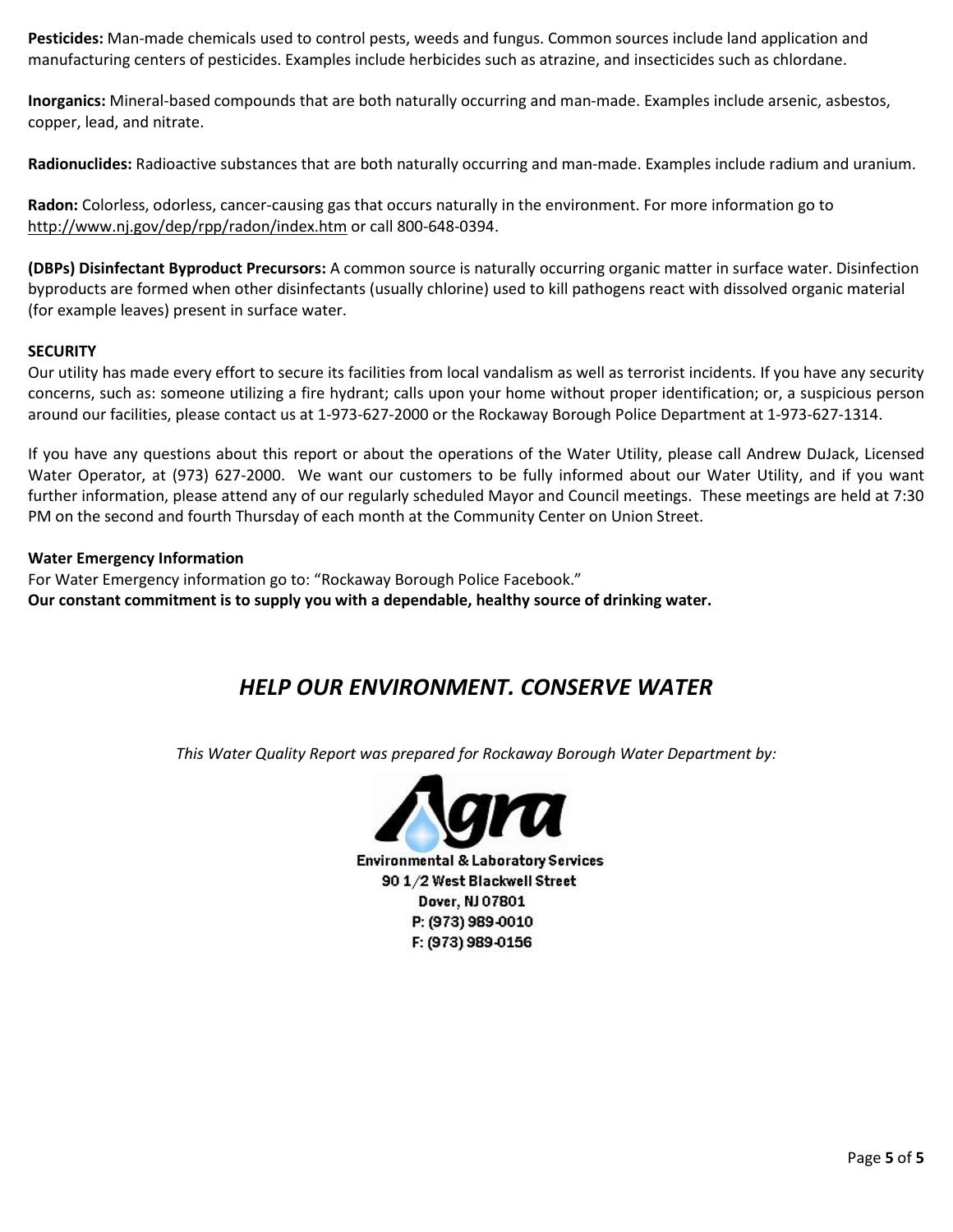**Pesticides:** Man-made chemicals used to control pests, weeds and fungus. Common sources include land application and manufacturing centers of pesticides. Examples include herbicides such as atrazine, and insecticides such as chlordane.

**Inorganics:** Mineral-based compounds that are both naturally occurring and man-made. Examples include arsenic, asbestos, copper, lead, and nitrate.

**Radionuclides:** Radioactive substances that are both naturally occurring and man-made. Examples include radium and uranium.

**Radon:** Colorless, odorless, cancer-causing gas that occurs naturally in the environment. For more information go to http://www.nj.gov/dep/rpp/radon/index.htm or call 800-648-0394.

**(DBPs) Disinfectant Byproduct Precursors:** A common source is naturally occurring organic matter in surface water. Disinfection byproducts are formed when other disinfectants (usually chlorine) used to kill pathogens react with dissolved organic material (for example leaves) present in surface water.

**SECURITY**

Our utility has made every effort to secure its facilities from local vandalism as well as terrorist incidents. If you have any security concerns, such as: someone utilizing a fire hydrant; calls upon your home without proper identification; or, a suspicious person around our facilities, please contact us at 1-973-627-2000 or the Rockaway Borough Police Department at 1-973-627-1314.

If you have any questions about this report or about the operations of the Water Utility, please call Andrew DuJack, Licensed Water Operator, at (973) 627-2000. We want our customers to be fully informed about our Water Utility, and if you want further information, please attend any of our regularly scheduled Mayor and Council meetings. These meetings are held at 7:30 PM on the second and fourth Thursday of each month at the Community Center on Union Street.

**Water Emergency Information**

For Water Emergency information go to: "Rockaway Borough Police Facebook."

**Our constant commitment is to supply you with a dependable, healthy source of drinking water.**

## *HELP OUR ENVIRONMENT. CONSERVE WATER*

*This Water Quality Report was prepared for Rockaway Borough Water Department by:*

Agra

Environmental & Laboratory Services
90 1/2 West Blackwell Street
Dover, NJ 07801
P: (973) 989-0010
F: (973) 989-0156